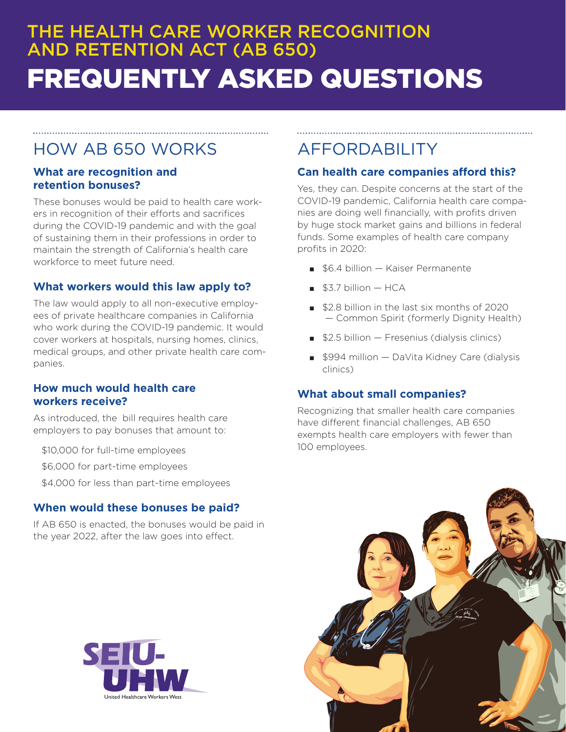# THE HEALTH CARE WORKER RECOGNITION AND RETENTION ACT (AB 650)

# FREQUENTLY ASKED QUESTIONS

## HOW AB 650 WORKS

### What are recognition and retention bonuses?

These bonuses would be paid to health care workers in recognition of their efforts and sacrifices during the COVID-19 pandemic and with the goal of sustaining them in their professions in order to maintain the strength of California's health care workforce to meet future need.

### What workers would this law apply to?

The law would apply to all non-executive employees of private healthcare companies in California who work during the COVID-19 pandemic. It would cover workers at hospitals, nursing homes, clinics, medical groups, and other private health care companies.

### How much would health care workers receive?

As introduced, the bill requires health care employers to pay bonuses that amount to:

$10,000 for full-time employees

$6,000 for part-time employees

$4,000 for less than part-time employees

### When would these bonuses be paid?

If AB 650 is enacted, the bonuses would be paid in the year 2022, after the law goes into effect.

## AFFORDABILITY

### Can health care companies afford this?

Yes, they can. Despite concerns at the start of the COVID-19 pandemic, California health care companies are doing well financially, with profits driven by huge stock market gains and billions in federal funds. Some examples of health care company profits in 2020:

- $6.4 billion — Kaiser Permanente
- $3.7 billion — HCA
- $2.8 billion in the last six months of 2020 — Common Spirit (formerly Dignity Health)
- $2.5 billion — Fresenius (dialysis clinics)
- $994 million — DaVita Kidney Care (dialysis clinics)

### What about small companies?

Recognizing that smaller health care companies have different financial challenges, AB 650 exempts health care employers with fewer than 100 employees.

SEIU-UHW
United Healthcare Workers West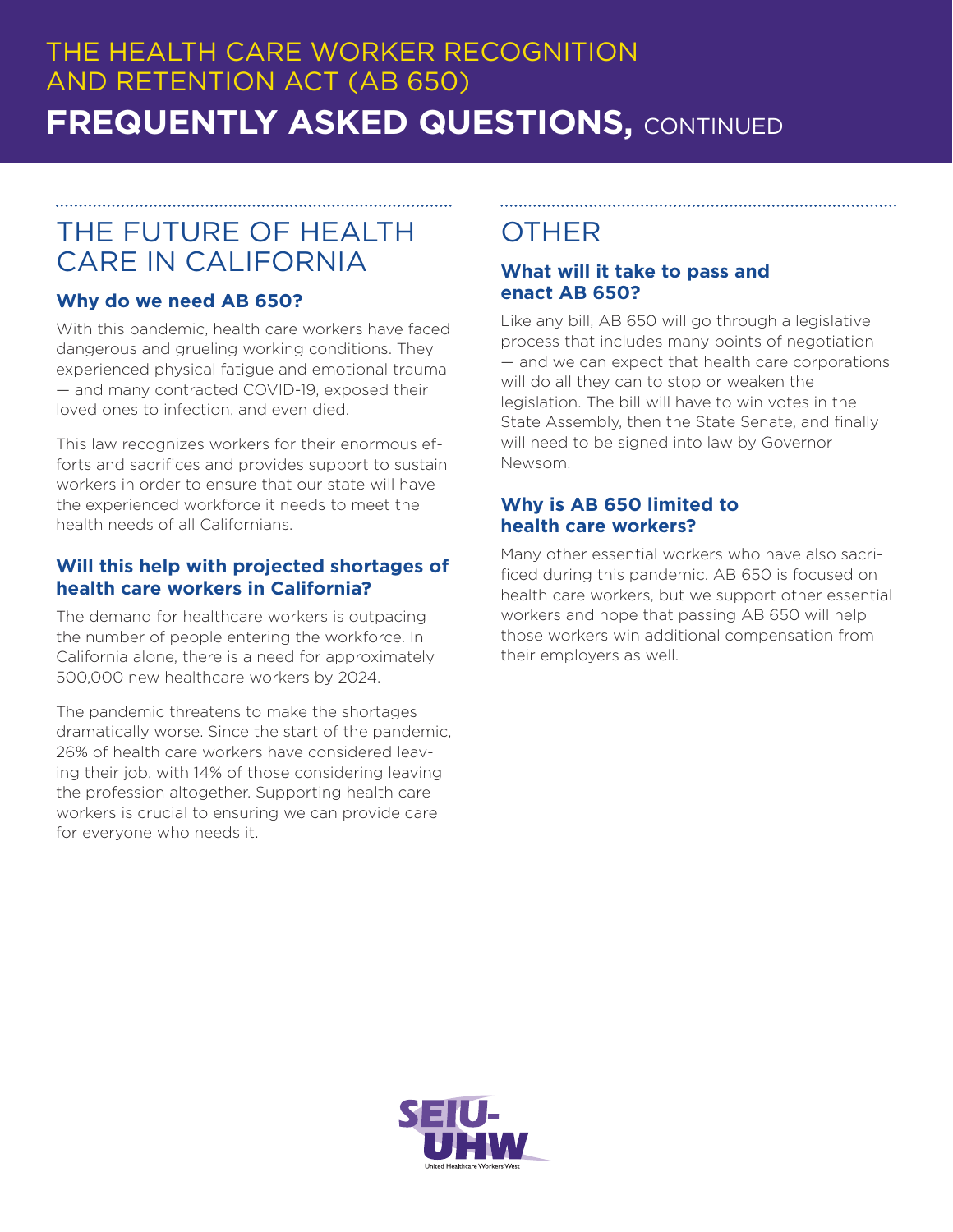# THE HEALTH CARE WORKER RECOGNITION AND RETENTION ACT (AB 650)

# FREQUENTLY ASKED QUESTIONS, CONTINUED

## THE FUTURE OF HEALTH CARE IN CALIFORNIA

### Why do we need AB 650?

With this pandemic, health care workers have faced dangerous and grueling working conditions. They experienced physical fatigue and emotional trauma — and many contracted COVID-19, exposed their loved ones to infection, and even died.

This law recognizes workers for their enormous efforts and sacrifices and provides support to sustain workers in order to ensure that our state will have the experienced workforce it needs to meet the health needs of all Californians.

### Will this help with projected shortages of health care workers in California?

The demand for healthcare workers is outpacing the number of people entering the workforce. In California alone, there is a need for approximately 500,000 new healthcare workers by 2024.

The pandemic threatens to make the shortages dramatically worse. Since the start of the pandemic, 26% of health care workers have considered leaving their job, with 14% of those considering leaving the profession altogether. Supporting health care workers is crucial to ensuring we can provide care for everyone who needs it.

## OTHER

### What will it take to pass and enact AB 650?

Like any bill, AB 650 will go through a legislative process that includes many points of negotiation — and we can expect that health care corporations will do all they can to stop or weaken the legislation. The bill will have to win votes in the State Assembly, then the State Senate, and finally will need to be signed into law by Governor Newsom.

### Why is AB 650 limited to health care workers?

Many other essential workers who have also sacrificed during this pandemic. AB 650 is focused on health care workers, but we support other essential workers and hope that passing AB 650 will help those workers win additional compensation from their employers as well.

SEIU-UHW
United Healthcare Workers West